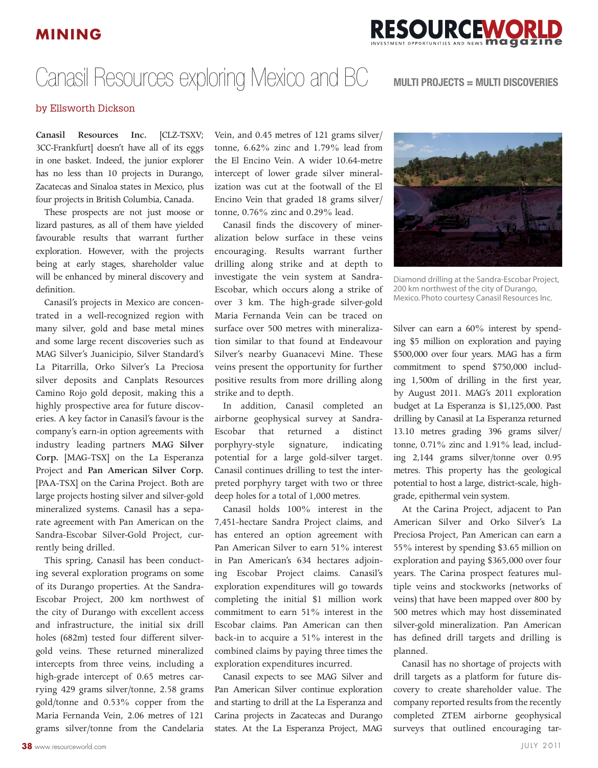# Canasil Resources exploring Mexico and BC

**MULTI PROJECTS = MULTI DISCOVERIES**

by Ellsworth Dickson

**Canasil Resources Inc.** [CLZ-TSXV; 3CC-Frankfurt] doesn't have all of its eggs in one basket. Indeed, the junior explorer has no less than 10 projects in Durango, Zacatecas and Sinaloa states in Mexico, plus four projects in British Columbia, Canada.

These prospects are not just moose or lizard pastures, as all of them have yielded favourable results that warrant further exploration. However, with the projects being at early stages, shareholder value will be enhanced by mineral discovery and definition.

Canasil's projects in Mexico are concentrated in a well-recognized region with many silver, gold and base metal mines and some large recent discoveries such as MAG Silver's Juanicipio, Silver Standard's La Pitarrilla, Orko Silver's La Preciosa silver deposits and Canplats Resources Camino Rojo gold deposit, making this a highly prospective area for future discoveries. A key factor in Canasil's favour is the company's earn-in option agreements with industry leading partners **MAG Silver Corp.** [MAG-TSX] on the La Esperanza Project and **Pan American Silver Corp.** [PAA-TSX] on the Carina Project. Both are large projects hosting silver and silver-gold mineralized systems. Canasil has a separate agreement with Pan American on the Sandra-Escobar Silver-Gold Project, currently being drilled.

This spring, Canasil has been conducting several exploration programs on some of its Durango properties. At the Sandra-Escobar Project, 200 km northwest of the city of Durango with excellent access and infrastructure, the initial six drill holes (682m) tested four different silver-gold veins. These returned mineralized intercepts from three veins, including a high-grade intercept of 0.65 metres carrying 429 grams silver/tonne, 2.58 grams gold/tonne and 0.53% copper from the Maria Fernanda Vein, 2.06 metres of 121 grams silver/tonne from the Candelaria Vein, and 0.45 metres of 121 grams silver/tonne, 6.62% zinc and 1.79% lead from the El Encino Vein. A wider 10.64-metre intercept of lower grade silver mineralization was cut at the footwall of the El Encino Vein that graded 18 grams silver/tonne, 0.76% zinc and 0.29% lead.

Canasil finds the discovery of mineralization below surface in these veins encouraging. Results warrant further drilling along strike and at depth to investigate the vein system at Sandra-Escobar, which occurs along a strike of over 3 km. The high-grade silver-gold Maria Fernanda Vein can be traced on surface over 500 metres with mineralization similar to that found at Endeavour Silver's nearby Guanacevi Mine. These veins present the opportunity for further positive results from more drilling along strike and to depth.

In addition, Canasil completed an airborne geophysical survey at Sandra-Escobar that returned a distinct porphyry-style signature, indicating potential for a large gold-silver target. Canasil continues drilling to test the interpreted porphyry target with two or three deep holes for a total of 1,000 metres.

Canasil holds 100% interest in the 7,451-hectare Sandra Project claims, and has entered an option agreement with Pan American Silver to earn 51% interest in Pan American's 634 hectares adjoining Escobar Project claims. Canasil's exploration expenditures will go towards completing the initial $1 million work commitment to earn 51% interest in the Escobar claims. Pan American can then back-in to acquire a 51% interest in the combined claims by paying three times the exploration expenditures incurred.

Canasil expects to see MAG Silver and Pan American Silver continue exploration and starting to drill at the La Esperanza and Carina projects in Zacatecas and Durango states. At the La Esperanza Project, MAG Silver can earn a 60% interest by spending $5 million on exploration and paying $500,000 over four years. MAG has a firm commitment to spend $750,000 including 1,500m of drilling in the first year, by August 2011. MAG's 2011 exploration budget at La Esperanza is $1,125,000. Past drilling by Canasil at La Esperanza returned 13.10 metres grading 396 grams silver/tonne, 0.71% zinc and 1.91% lead, including 2,144 grams silver/tonne over 0.95 metres. This property has the geological potential to host a large, district-scale, high-grade, epithermal vein system.

Diamond drilling at the Sandra-Escobar Project, 200 km northwest of the city of Durango, Mexico. Photo courtesy Canasil Resources Inc.

At the Carina Project, adjacent to Pan American Silver and Orko Silver's La Preciosa Project, Pan American can earn a 55% interest by spending $3.65 million on exploration and paying $365,000 over four years. The Carina prospect features multiple veins and stockworks (networks of veins) that have been mapped over 800 by 500 metres which may host disseminated silver-gold mineralization. Pan American has defined drill targets and drilling is planned.

Canasil has no shortage of projects with drill targets as a platform for future discovery to create shareholder value. The company reported results from the recently completed ZTEM airborne geophysical surveys that outlined encouraging tar-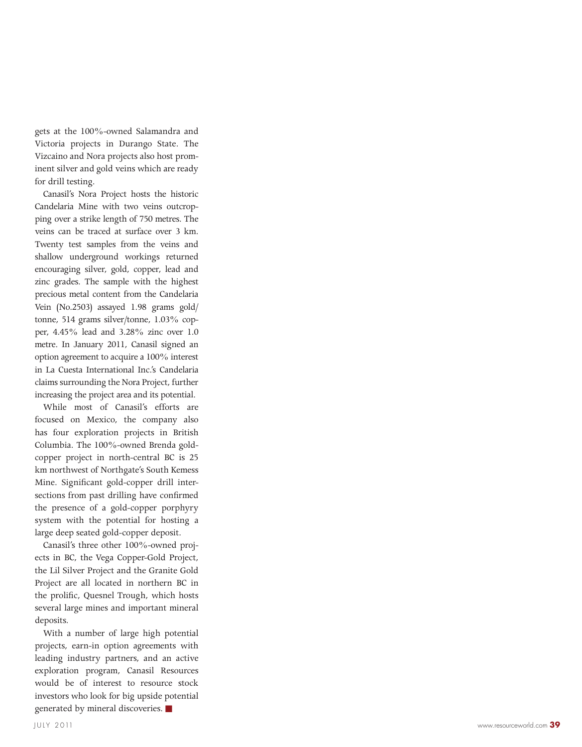gets at the 100%-owned Salamandra and Victoria projects in Durango State. The Vizcaino and Nora projects also host prominent silver and gold veins which are ready for drill testing.

Canasil's Nora Project hosts the historic Candelaria Mine with two veins outcropping over a strike length of 750 metres. The veins can be traced at surface over 3 km. Twenty test samples from the veins and shallow underground workings returned encouraging silver, gold, copper, lead and zinc grades. The sample with the highest precious metal content from the Candelaria Vein (No.2503) assayed 1.98 grams gold/tonne, 514 grams silver/tonne, 1.03% copper, 4.45% lead and 3.28% zinc over 1.0 metre. In January 2011, Canasil signed an option agreement to acquire a 100% interest in La Cuesta International Inc.'s Candelaria claims surrounding the Nora Project, further increasing the project area and its potential.

While most of Canasil's efforts are focused on Mexico, the company also has four exploration projects in British Columbia. The 100%-owned Brenda gold-copper project in north-central BC is 25 km northwest of Northgate's South Kemess Mine. Significant gold-copper drill intersections from past drilling have confirmed the presence of a gold-copper porphyry system with the potential for hosting a large deep seated gold-copper deposit.

Canasil's three other 100%-owned projects in BC, the Vega Copper-Gold Project, the Lil Silver Project and the Granite Gold Project are all located in northern BC in the prolific, Quesnel Trough, which hosts several large mines and important mineral deposits.

With a number of large high potential projects, earn-in option agreements with leading industry partners, and an active exploration program, Canasil Resources would be of interest to resource stock investors who look for big upside potential generated by mineral discoveries. ■